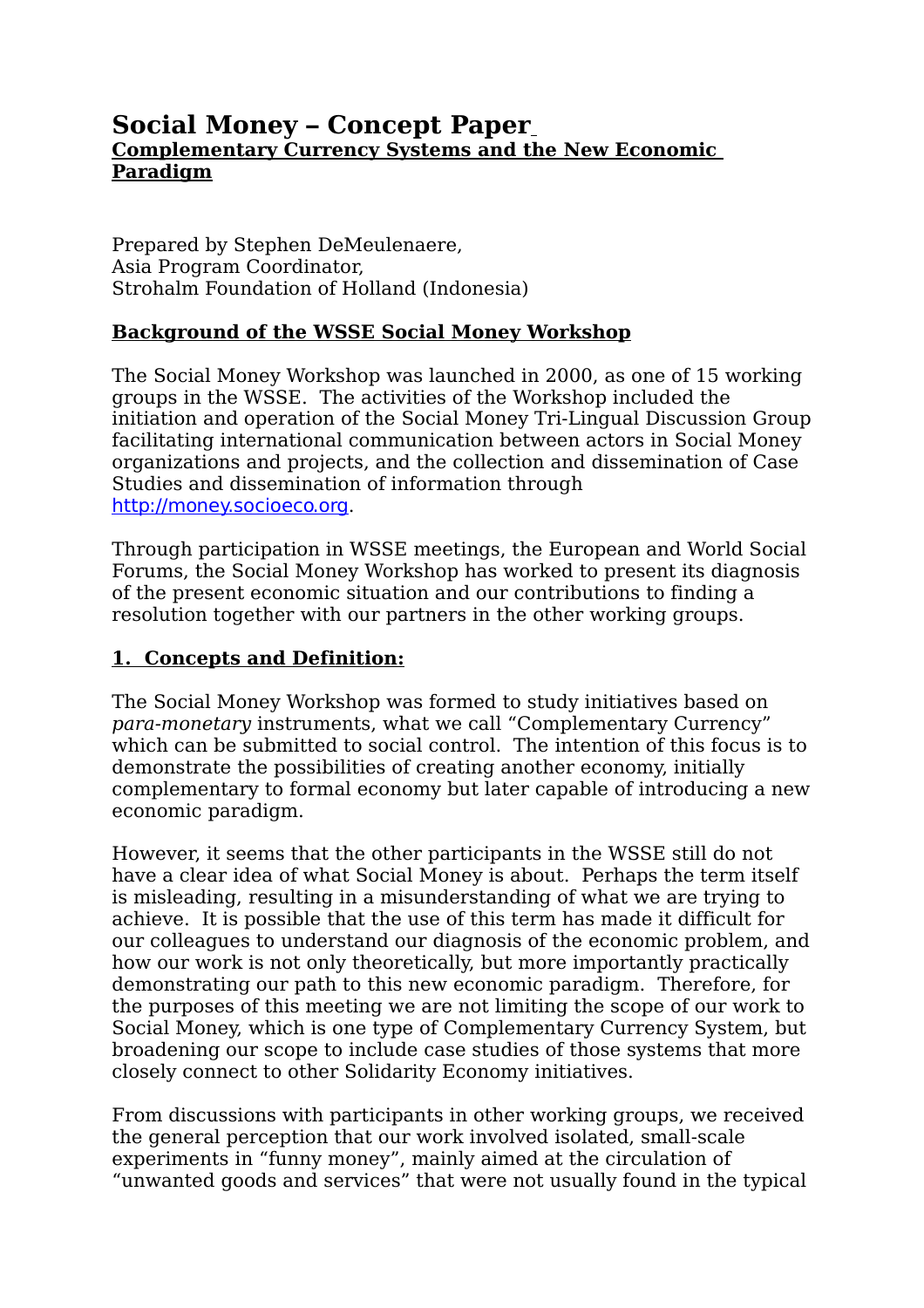# Social Money – Concept Paper

## Complementary Currency Systems and the New Economic Paradigm

Prepared by Stephen DeMeulenaere,
Asia Program Coordinator,
Strohalm Foundation of Holland (Indonesia)

### Background of the WSSE Social Money Workshop

The Social Money Workshop was launched in 2000, as one of 15 working groups in the WSSE. The activities of the Workshop included the initiation and operation of the Social Money Tri-Lingual Discussion Group facilitating international communication between actors in Social Money organizations and projects, and the collection and dissemination of Case Studies and dissemination of information through http://money.socioeco.org.

Through participation in WSSE meetings, the European and World Social Forums, the Social Money Workshop has worked to present its diagnosis of the present economic situation and our contributions to finding a resolution together with our partners in the other working groups.

### 1. Concepts and Definition:

The Social Money Workshop was formed to study initiatives based on *para-monetary* instruments, what we call "Complementary Currency" which can be submitted to social control. The intention of this focus is to demonstrate the possibilities of creating another economy, initially complementary to formal economy but later capable of introducing a new economic paradigm.

However, it seems that the other participants in the WSSE still do not have a clear idea of what Social Money is about. Perhaps the term itself is misleading, resulting in a misunderstanding of what we are trying to achieve. It is possible that the use of this term has made it difficult for our colleagues to understand our diagnosis of the economic problem, and how our work is not only theoretically, but more importantly practically demonstrating our path to this new economic paradigm. Therefore, for the purposes of this meeting we are not limiting the scope of our work to Social Money, which is one type of Complementary Currency System, but broadening our scope to include case studies of those systems that more closely connect to other Solidarity Economy initiatives.

From discussions with participants in other working groups, we received the general perception that our work involved isolated, small-scale experiments in "funny money", mainly aimed at the circulation of "unwanted goods and services" that were not usually found in the typical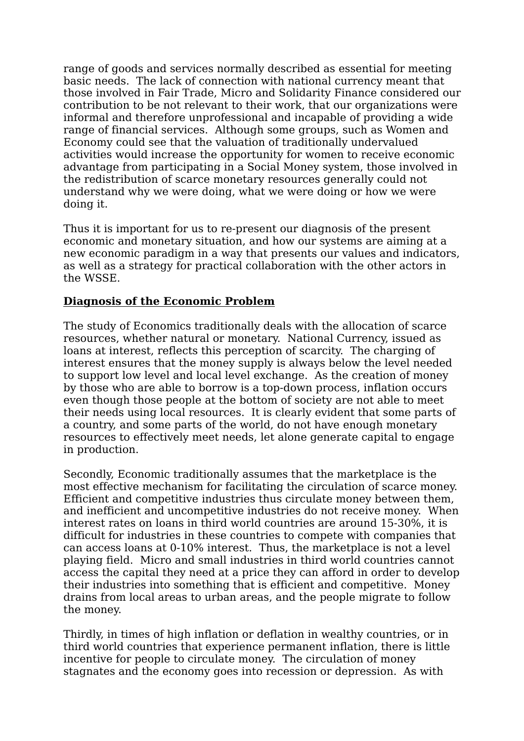range of goods and services normally described as essential for meeting basic needs. The lack of connection with national currency meant that those involved in Fair Trade, Micro and Solidarity Finance considered our contribution to be not relevant to their work, that our organizations were informal and therefore unprofessional and incapable of providing a wide range of financial services. Although some groups, such as Women and Economy could see that the valuation of traditionally undervalued activities would increase the opportunity for women to receive economic advantage from participating in a Social Money system, those involved in the redistribution of scarce monetary resources generally could not understand why we were doing, what we were doing or how we were doing it.

Thus it is important for us to re-present our diagnosis of the present economic and monetary situation, and how our systems are aiming at a new economic paradigm in a way that presents our values and indicators, as well as a strategy for practical collaboration with the other actors in the WSSE.

**Diagnosis of the Economic Problem**

The study of Economics traditionally deals with the allocation of scarce resources, whether natural or monetary. National Currency, issued as loans at interest, reflects this perception of scarcity. The charging of interest ensures that the money supply is always below the level needed to support low level and local level exchange. As the creation of money by those who are able to borrow is a top-down process, inflation occurs even though those people at the bottom of society are not able to meet their needs using local resources. It is clearly evident that some parts of a country, and some parts of the world, do not have enough monetary resources to effectively meet needs, let alone generate capital to engage in production.

Secondly, Economic traditionally assumes that the marketplace is the most effective mechanism for facilitating the circulation of scarce money. Efficient and competitive industries thus circulate money between them, and inefficient and uncompetitive industries do not receive money. When interest rates on loans in third world countries are around 15-30%, it is difficult for industries in these countries to compete with companies that can access loans at 0-10% interest. Thus, the marketplace is not a level playing field. Micro and small industries in third world countries cannot access the capital they need at a price they can afford in order to develop their industries into something that is efficient and competitive. Money drains from local areas to urban areas, and the people migrate to follow the money.

Thirdly, in times of high inflation or deflation in wealthy countries, or in third world countries that experience permanent inflation, there is little incentive for people to circulate money. The circulation of money stagnates and the economy goes into recession or depression. As with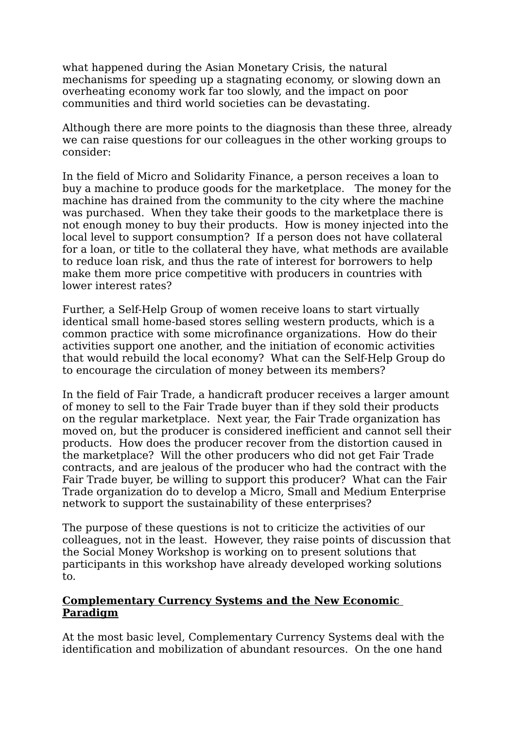what happened during the Asian Monetary Crisis, the natural mechanisms for speeding up a stagnating economy, or slowing down an overheating economy work far too slowly, and the impact on poor communities and third world societies can be devastating.

Although there are more points to the diagnosis than these three, already we can raise questions for our colleagues in the other working groups to consider:

In the field of Micro and Solidarity Finance, a person receives a loan to buy a machine to produce goods for the marketplace. The money for the machine has drained from the community to the city where the machine was purchased. When they take their goods to the marketplace there is not enough money to buy their products. How is money injected into the local level to support consumption? If a person does not have collateral for a loan, or title to the collateral they have, what methods are available to reduce loan risk, and thus the rate of interest for borrowers to help make them more price competitive with producers in countries with lower interest rates?

Further, a Self-Help Group of women receive loans to start virtually identical small home-based stores selling western products, which is a common practice with some microfinance organizations. How do their activities support one another, and the initiation of economic activities that would rebuild the local economy? What can the Self-Help Group do to encourage the circulation of money between its members?

In the field of Fair Trade, a handicraft producer receives a larger amount of money to sell to the Fair Trade buyer than if they sold their products on the regular marketplace. Next year, the Fair Trade organization has moved on, but the producer is considered inefficient and cannot sell their products. How does the producer recover from the distortion caused in the marketplace? Will the other producers who did not get Fair Trade contracts, and are jealous of the producer who had the contract with the Fair Trade buyer, be willing to support this producer? What can the Fair Trade organization do to develop a Micro, Small and Medium Enterprise network to support the sustainability of these enterprises?

The purpose of these questions is not to criticize the activities of our colleagues, not in the least. However, they raise points of discussion that the Social Money Workshop is working on to present solutions that participants in this workshop have already developed working solutions to.

## Complementary Currency Systems and the New Economic Paradigm

At the most basic level, Complementary Currency Systems deal with the identification and mobilization of abundant resources. On the one hand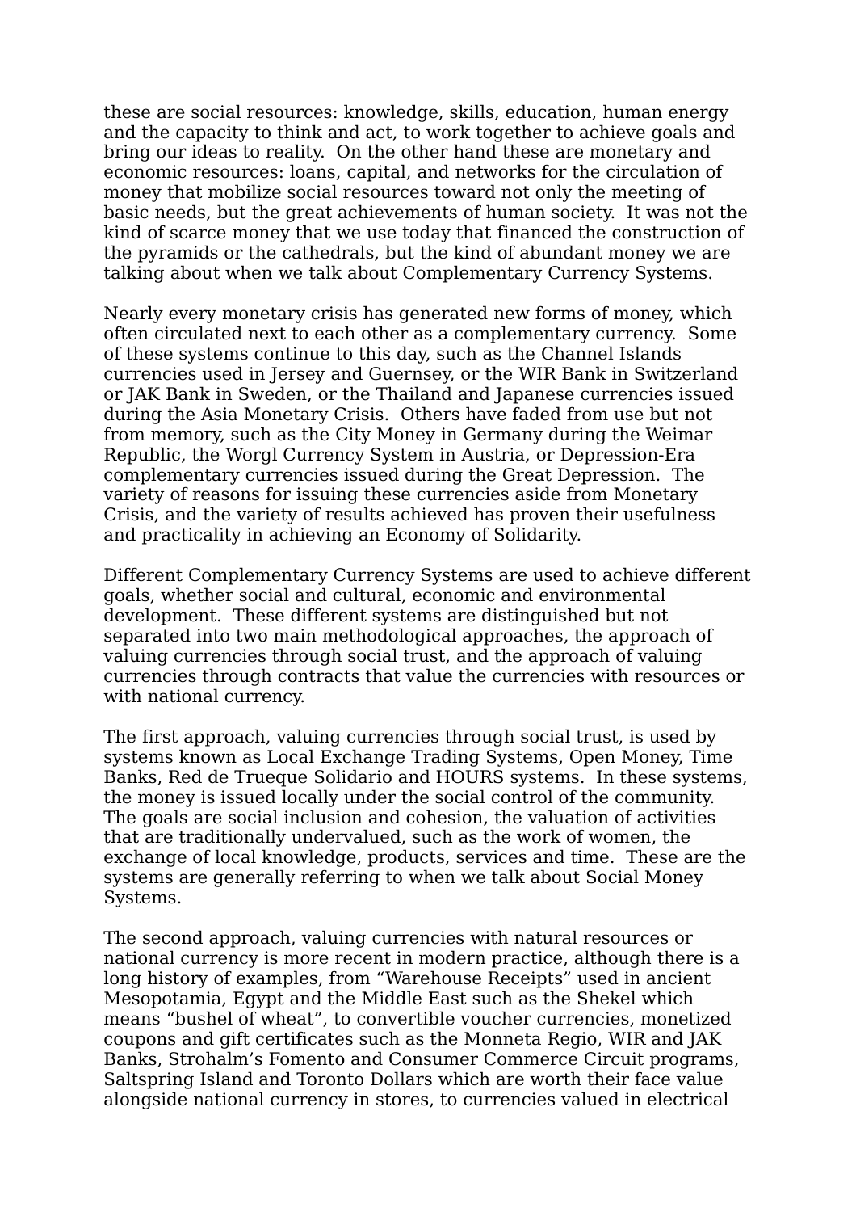these are social resources: knowledge, skills, education, human energy and the capacity to think and act, to work together to achieve goals and bring our ideas to reality. On the other hand these are monetary and economic resources: loans, capital, and networks for the circulation of money that mobilize social resources toward not only the meeting of basic needs, but the great achievements of human society. It was not the kind of scarce money that we use today that financed the construction of the pyramids or the cathedrals, but the kind of abundant money we are talking about when we talk about Complementary Currency Systems.

Nearly every monetary crisis has generated new forms of money, which often circulated next to each other as a complementary currency. Some of these systems continue to this day, such as the Channel Islands currencies used in Jersey and Guernsey, or the WIR Bank in Switzerland or JAK Bank in Sweden, or the Thailand and Japanese currencies issued during the Asia Monetary Crisis. Others have faded from use but not from memory, such as the City Money in Germany during the Weimar Republic, the Worgl Currency System in Austria, or Depression-Era complementary currencies issued during the Great Depression. The variety of reasons for issuing these currencies aside from Monetary Crisis, and the variety of results achieved has proven their usefulness and practicality in achieving an Economy of Solidarity.

Different Complementary Currency Systems are used to achieve different goals, whether social and cultural, economic and environmental development. These different systems are distinguished but not separated into two main methodological approaches, the approach of valuing currencies through social trust, and the approach of valuing currencies through contracts that value the currencies with resources or with national currency.

The first approach, valuing currencies through social trust, is used by systems known as Local Exchange Trading Systems, Open Money, Time Banks, Red de Trueque Solidario and HOURS systems. In these systems, the money is issued locally under the social control of the community. The goals are social inclusion and cohesion, the valuation of activities that are traditionally undervalued, such as the work of women, the exchange of local knowledge, products, services and time. These are the systems are generally referring to when we talk about Social Money Systems.

The second approach, valuing currencies with natural resources or national currency is more recent in modern practice, although there is a long history of examples, from "Warehouse Receipts" used in ancient Mesopotamia, Egypt and the Middle East such as the Shekel which means "bushel of wheat", to convertible voucher currencies, monetized coupons and gift certificates such as the Monneta Regio, WIR and JAK Banks, Strohalm's Fomento and Consumer Commerce Circuit programs, Saltspring Island and Toronto Dollars which are worth their face value alongside national currency in stores, to currencies valued in electrical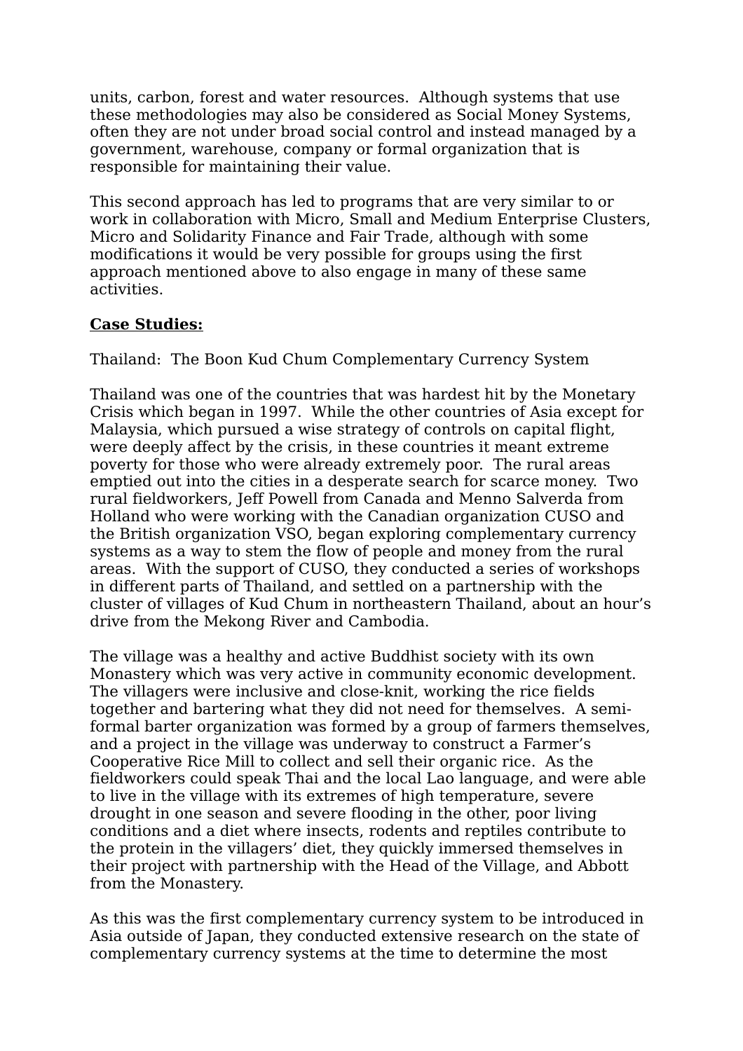units, carbon, forest and water resources. Although systems that use these methodologies may also be considered as Social Money Systems, often they are not under broad social control and instead managed by a government, warehouse, company or formal organization that is responsible for maintaining their value.

This second approach has led to programs that are very similar to or work in collaboration with Micro, Small and Medium Enterprise Clusters, Micro and Solidarity Finance and Fair Trade, although with some modifications it would be very possible for groups using the first approach mentioned above to also engage in many of these same activities.

**Case Studies:**

Thailand: The Boon Kud Chum Complementary Currency System

Thailand was one of the countries that was hardest hit by the Monetary Crisis which began in 1997. While the other countries of Asia except for Malaysia, which pursued a wise strategy of controls on capital flight, were deeply affect by the crisis, in these countries it meant extreme poverty for those who were already extremely poor. The rural areas emptied out into the cities in a desperate search for scarce money. Two rural fieldworkers, Jeff Powell from Canada and Menno Salverda from Holland who were working with the Canadian organization CUSO and the British organization VSO, began exploring complementary currency systems as a way to stem the flow of people and money from the rural areas. With the support of CUSO, they conducted a series of workshops in different parts of Thailand, and settled on a partnership with the cluster of villages of Kud Chum in northeastern Thailand, about an hour's drive from the Mekong River and Cambodia.

The village was a healthy and active Buddhist society with its own Monastery which was very active in community economic development. The villagers were inclusive and close-knit, working the rice fields together and bartering what they did not need for themselves. A semi-formal barter organization was formed by a group of farmers themselves, and a project in the village was underway to construct a Farmer's Cooperative Rice Mill to collect and sell their organic rice. As the fieldworkers could speak Thai and the local Lao language, and were able to live in the village with its extremes of high temperature, severe drought in one season and severe flooding in the other, poor living conditions and a diet where insects, rodents and reptiles contribute to the protein in the villagers' diet, they quickly immersed themselves in their project with partnership with the Head of the Village, and Abbott from the Monastery.

As this was the first complementary currency system to be introduced in Asia outside of Japan, they conducted extensive research on the state of complementary currency systems at the time to determine the most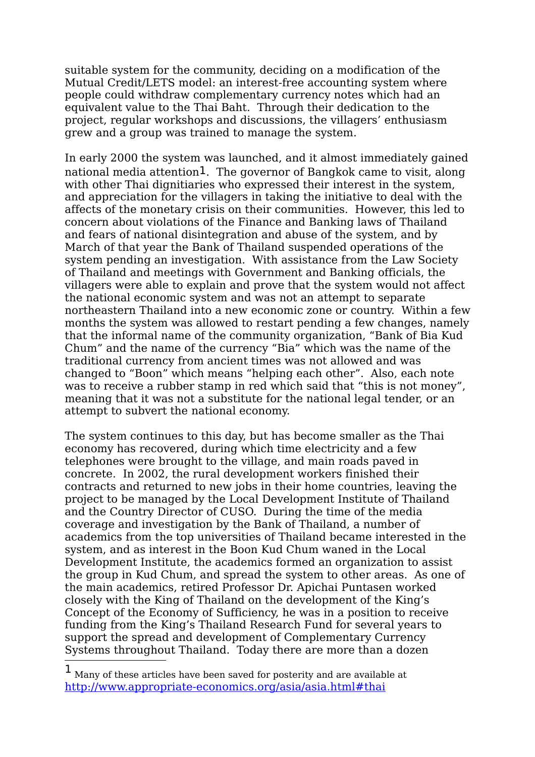suitable system for the community, deciding on a modification of the Mutual Credit/LETS model: an interest-free accounting system where people could withdraw complementary currency notes which had an equivalent value to the Thai Baht. Through their dedication to the project, regular workshops and discussions, the villagers' enthusiasm grew and a group was trained to manage the system.

In early 2000 the system was launched, and it almost immediately gained national media attention[1]. The governor of Bangkok came to visit, along with other Thai dignitiaries who expressed their interest in the system, and appreciation for the villagers in taking the initiative to deal with the affects of the monetary crisis on their communities. However, this led to concern about violations of the Finance and Banking laws of Thailand and fears of national disintegration and abuse of the system, and by March of that year the Bank of Thailand suspended operations of the system pending an investigation. With assistance from the Law Society of Thailand and meetings with Government and Banking officials, the villagers were able to explain and prove that the system would not affect the national economic system and was not an attempt to separate northeastern Thailand into a new economic zone or country. Within a few months the system was allowed to restart pending a few changes, namely that the informal name of the community organization, "Bank of Bia Kud Chum" and the name of the currency "Bia" which was the name of the traditional currency from ancient times was not allowed and was changed to "Boon" which means "helping each other". Also, each note was to receive a rubber stamp in red which said that "this is not money", meaning that it was not a substitute for the national legal tender, or an attempt to subvert the national economy.

The system continues to this day, but has become smaller as the Thai economy has recovered, during which time electricity and a few telephones were brought to the village, and main roads paved in concrete. In 2002, the rural development workers finished their contracts and returned to new jobs in their home countries, leaving the project to be managed by the Local Development Institute of Thailand and the Country Director of CUSO. During the time of the media coverage and investigation by the Bank of Thailand, a number of academics from the top universities of Thailand became interested in the system, and as interest in the Boon Kud Chum waned in the Local Development Institute, the academics formed an organization to assist the group in Kud Chum, and spread the system to other areas. As one of the main academics, retired Professor Dr. Apichai Puntasen worked closely with the King of Thailand on the development of the King's Concept of the Economy of Sufficiency, he was in a position to receive funding from the King's Thailand Research Fund for several years to support the spread and development of Complementary Currency Systems throughout Thailand. Today there are more than a dozen

[1] Many of these articles have been saved for posterity and are available at http://www.appropriate-economics.org/asia/asia.html#thai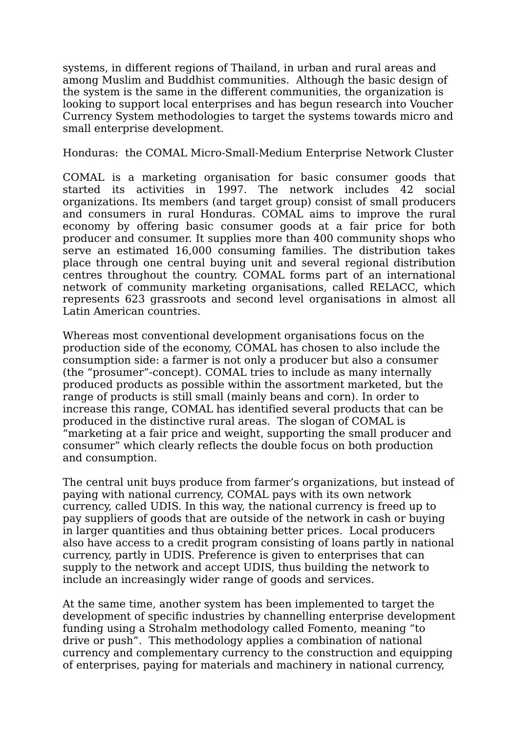systems, in different regions of Thailand, in urban and rural areas and among Muslim and Buddhist communities.  Although the basic design of the system is the same in the different communities, the organization is looking to support local enterprises and has begun research into Voucher Currency System methodologies to target the systems towards micro and small enterprise development.

Honduras:  the COMAL Micro-Small-Medium Enterprise Network Cluster

COMAL is a marketing organisation for basic consumer goods that started its activities in 1997. The network includes 42 social organizations. Its members (and target group) consist of small producers and consumers in rural Honduras. COMAL aims to improve the rural economy by offering basic consumer goods at a fair price for both producer and consumer. It supplies more than 400 community shops who serve an estimated 16,000 consuming families. The distribution takes place through one central buying unit and several regional distribution centres throughout the country. COMAL forms part of an international network of community marketing organisations, called RELACC, which represents 623 grassroots and second level organisations in almost all Latin American countries.

Whereas most conventional development organisations focus on the production side of the economy, COMAL has chosen to also include the consumption side: a farmer is not only a producer but also a consumer (the “prosumer”-concept). COMAL tries to include as many internally produced products as possible within the assortment marketed, but the range of products is still small (mainly beans and corn). In order to increase this range, COMAL has identified several products that can be produced in the distinctive rural areas.  The slogan of COMAL is “marketing at a fair price and weight, supporting the small producer and consumer” which clearly reflects the double focus on both production and consumption.

The central unit buys produce from farmer’s organizations, but instead of paying with national currency, COMAL pays with its own network currency, called UDIS. In this way, the national currency is freed up to pay suppliers of goods that are outside of the network in cash or buying in larger quantities and thus obtaining better prices.  Local producers also have access to a credit program consisting of loans partly in national currency, partly in UDIS. Preference is given to enterprises that can supply to the network and accept UDIS, thus building the network to include an increasingly wider range of goods and services.

At the same time, another system has been implemented to target the development of specific industries by channelling enterprise development funding using a Strohalm methodology called Fomento, meaning “to drive or push”.  This methodology applies a combination of national currency and complementary currency to the construction and equipping of enterprises, paying for materials and machinery in national currency,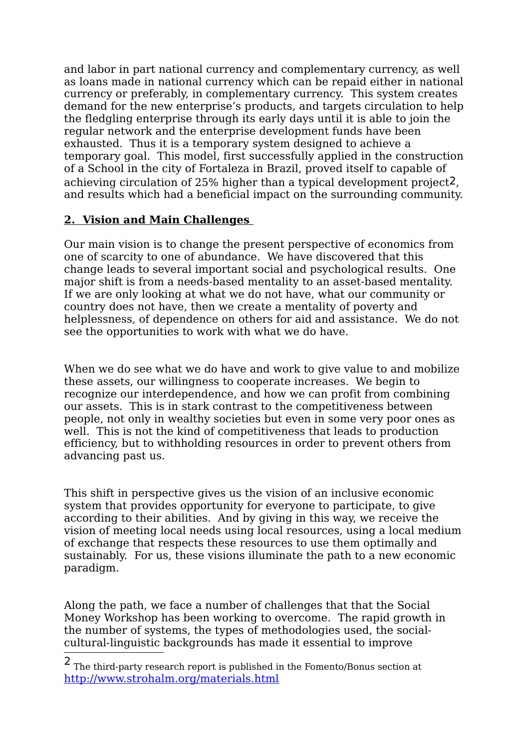and labor in part national currency and complementary currency, as well as loans made in national currency which can be repaid either in national currency or preferably, in complementary currency. This system creates demand for the new enterprise's products, and targets circulation to help the fledgling enterprise through its early days until it is able to join the regular network and the enterprise development funds have been exhausted. Thus it is a temporary system designed to achieve a temporary goal. This model, first successfully applied in the construction of a School in the city of Fortaleza in Brazil, proved itself to capable of achieving circulation of 25% higher than a typical development project[2], and results which had a beneficial impact on the surrounding community.

## 2. Vision and Main Challenges

Our main vision is to change the present perspective of economics from one of scarcity to one of abundance. We have discovered that this change leads to several important social and psychological results. One major shift is from a needs-based mentality to an asset-based mentality. If we are only looking at what we do not have, what our community or country does not have, then we create a mentality of poverty and helplessness, of dependence on others for aid and assistance. We do not see the opportunities to work with what we do have.

When we do see what we do have and work to give value to and mobilize these assets, our willingness to cooperate increases. We begin to recognize our interdependence, and how we can profit from combining our assets. This is in stark contrast to the competitiveness between people, not only in wealthy societies but even in some very poor ones as well. This is not the kind of competitiveness that leads to production efficiency, but to withholding resources in order to prevent others from advancing past us.

This shift in perspective gives us the vision of an inclusive economic system that provides opportunity for everyone to participate, to give according to their abilities. And by giving in this way, we receive the vision of meeting local needs using local resources, using a local medium of exchange that respects these resources to use them optimally and sustainably. For us, these visions illuminate the path to a new economic paradigm.

Along the path, we face a number of challenges that that the Social Money Workshop has been working to overcome. The rapid growth in the number of systems, the types of methodologies used, the social-cultural-linguistic backgrounds has made it essential to improve

---

[2] The third-party research report is published in the Fomento/Bonus section at http://www.strohalm.org/materials.html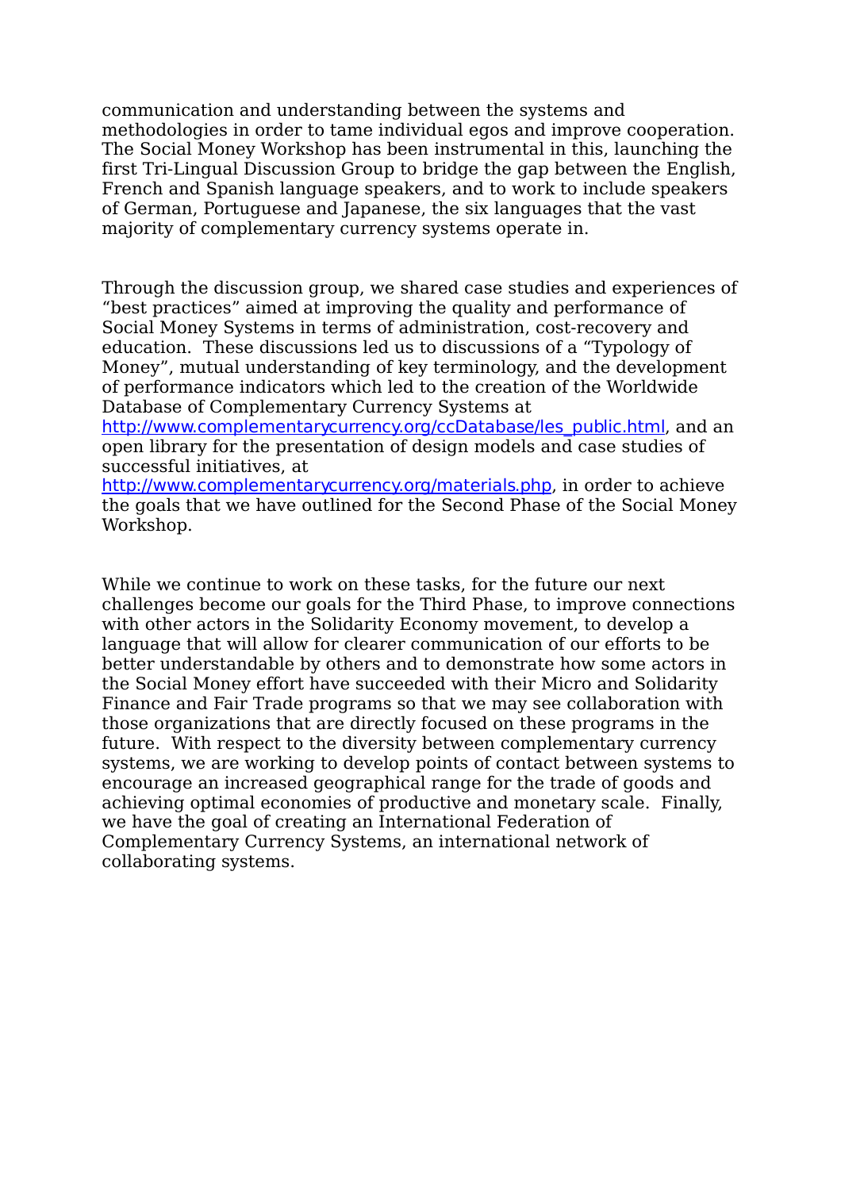communication and understanding between the systems and methodologies in order to tame individual egos and improve cooperation. The Social Money Workshop has been instrumental in this, launching the first Tri-Lingual Discussion Group to bridge the gap between the English, French and Spanish language speakers, and to work to include speakers of German, Portuguese and Japanese, the six languages that the vast majority of complementary currency systems operate in.

Through the discussion group, we shared case studies and experiences of "best practices" aimed at improving the quality and performance of Social Money Systems in terms of administration, cost-recovery and education. These discussions led us to discussions of a "Typology of Money", mutual understanding of key terminology, and the development of performance indicators which led to the creation of the Worldwide Database of Complementary Currency Systems at http://www.complementarycurrency.org/ccDatabase/les_public.html, and an open library for the presentation of design models and case studies of successful initiatives, at http://www.complementarycurrency.org/materials.php, in order to achieve the goals that we have outlined for the Second Phase of the Social Money Workshop.

While we continue to work on these tasks, for the future our next challenges become our goals for the Third Phase, to improve connections with other actors in the Solidarity Economy movement, to develop a language that will allow for clearer communication of our efforts to be better understandable by others and to demonstrate how some actors in the Social Money effort have succeeded with their Micro and Solidarity Finance and Fair Trade programs so that we may see collaboration with those organizations that are directly focused on these programs in the future. With respect to the diversity between complementary currency systems, we are working to develop points of contact between systems to encourage an increased geographical range for the trade of goods and achieving optimal economies of productive and monetary scale. Finally, we have the goal of creating an International Federation of Complementary Currency Systems, an international network of collaborating systems.